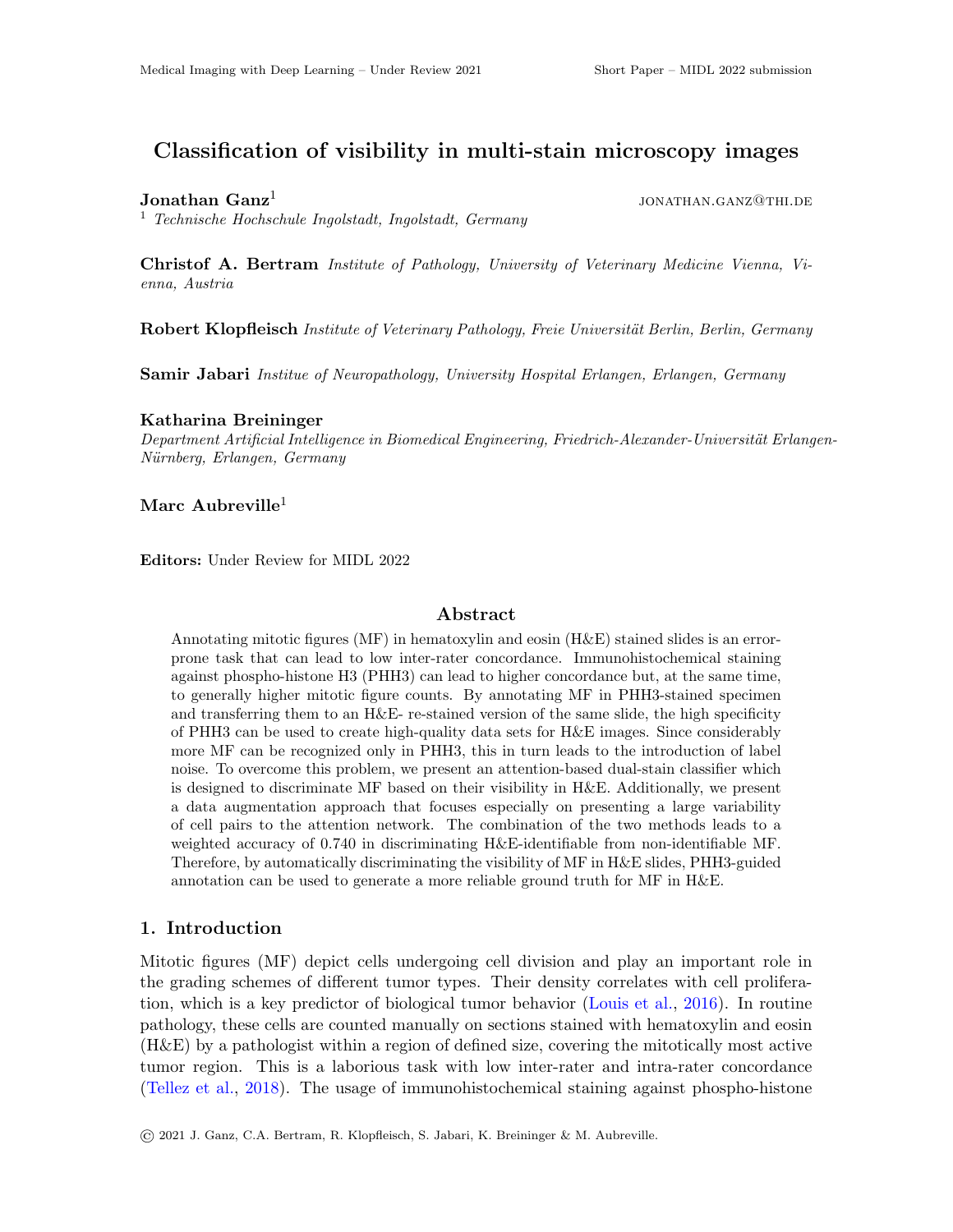# Classification of visibility in multi-stain microscopy images

**Jonathan Ganz**[1] JONATHAN.GANZ@THI.DE

[1] *Technische Hochschule Ingolstadt, Ingolstadt, Germany*

**Christof A. Bertram** *Institute of Pathology, University of Veterinary Medicine Vienna, Vienna, Austria*

**Robert Klopfleisch** *Institute of Veterinary Pathology, Freie Universität Berlin, Berlin, Germany*

**Samir Jabari** *Institue of Neuropathology, University Hospital Erlangen, Erlangen, Germany*

**Katharina Breininger**
*Department Artificial Intelligence in Biomedical Engineering, Friedrich-Alexander-Universität Erlangen-Nürnberg, Erlangen, Germany*

**Marc Aubreville**[1]

**Editors:** Under Review for MIDL 2022

## Abstract

Annotating mitotic figures (MF) in hematoxylin and eosin (H&E) stained slides is an error-prone task that can lead to low inter-rater concordance. Immunohistochemical staining against phospho-histone H3 (PHH3) can lead to higher concordance but, at the same time, to generally higher mitotic figure counts. By annotating MF in PHH3-stained specimen and transferring them to an H&E- re-stained version of the same slide, the high specificity of PHH3 can be used to create high-quality data sets for H&E images. Since considerably more MF can be recognized only in PHH3, this in turn leads to the introduction of label noise. To overcome this problem, we present an attention-based dual-stain classifier which is designed to discriminate MF based on their visibility in H&E. Additionally, we present a data augmentation approach that focuses especially on presenting a large variability of cell pairs to the attention network. The combination of the two methods leads to a weighted accuracy of 0.740 in discriminating H&E-identifiable from non-identifiable MF. Therefore, by automatically discriminating the visibility of MF in H&E slides, PHH3-guided annotation can be used to generate a more reliable ground truth for MF in H&E.

## 1. Introduction

Mitotic figures (MF) depict cells undergoing cell division and play an important role in the grading schemes of different tumor types. Their density correlates with cell proliferation, which is a key predictor of biological tumor behavior (Louis et al., 2016). In routine pathology, these cells are counted manually on sections stained with hematoxylin and eosin (H&E) by a pathologist within a region of defined size, covering the mitotically most active tumor region. This is a laborious task with low inter-rater and intra-rater concordance (Tellez et al., 2018). The usage of immunohistochemical staining against phospho-histone

© 2021 J. Ganz, C.A. Bertram, R. Klopfleisch, S. Jabari, K. Breininger & M. Aubreville.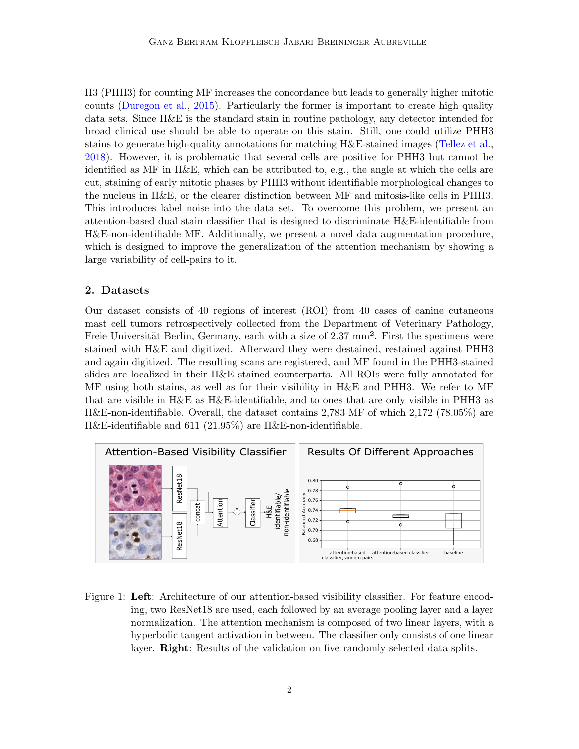H3 (PHH3) for counting MF increases the concordance but leads to generally higher mitotic counts (Duregon et al., 2015). Particularly the former is important to create high quality data sets. Since H&E is the standard stain in routine pathology, any detector intended for broad clinical use should be able to operate on this stain. Still, one could utilize PHH3 stains to generate high-quality annotations for matching H&E-stained images (Tellez et al., 2018). However, it is problematic that several cells are positive for PHH3 but cannot be identified as MF in H&E, which can be attributed to, e.g., the angle at which the cells are cut, staining of early mitotic phases by PHH3 without identifiable morphological changes to the nucleus in H&E, or the clearer distinction between MF and mitosis-like cells in PHH3. This introduces label noise into the data set. To overcome this problem, we present an attention-based dual stain classifier that is designed to discriminate H&E-identifiable from H&E-non-identifiable MF. Additionally, we present a novel data augmentation procedure, which is designed to improve the generalization of the attention mechanism by showing a large variability of cell-pairs to it.

## 2. Datasets

Our dataset consists of 40 regions of interest (ROI) from 40 cases of canine cutaneous mast cell tumors retrospectively collected from the Department of Veterinary Pathology, Freie Universität Berlin, Germany, each with a size of 2.37 mm². First the specimens were stained with H&E and digitized. Afterward they were destained, restained against PHH3 and again digitized. The resulting scans are registered, and MF found in the PHH3-stained slides are localized in their H&E stained counterparts. All ROIs were fully annotated for MF using both stains, as well as for their visibility in H&E and PHH3. We refer to MF that are visible in H&E as H&E-identifiable, and to ones that are only visible in PHH3 as H&E-non-identifiable. Overall, the dataset contains 2,783 MF of which 2,172 (78.05%) are H&E-identifiable and 611 (21.95%) are H&E-non-identifiable.

Figure 1: **Left**: Architecture of our attention-based visibility classifier. For feature encoding, two ResNet18 are used, each followed by an average pooling layer and a layer normalization. The attention mechanism is composed of two linear layers, with a hyperbolic tangent activation in between. The classifier only consists of one linear layer. **Right**: Results of the validation on five randomly selected data splits.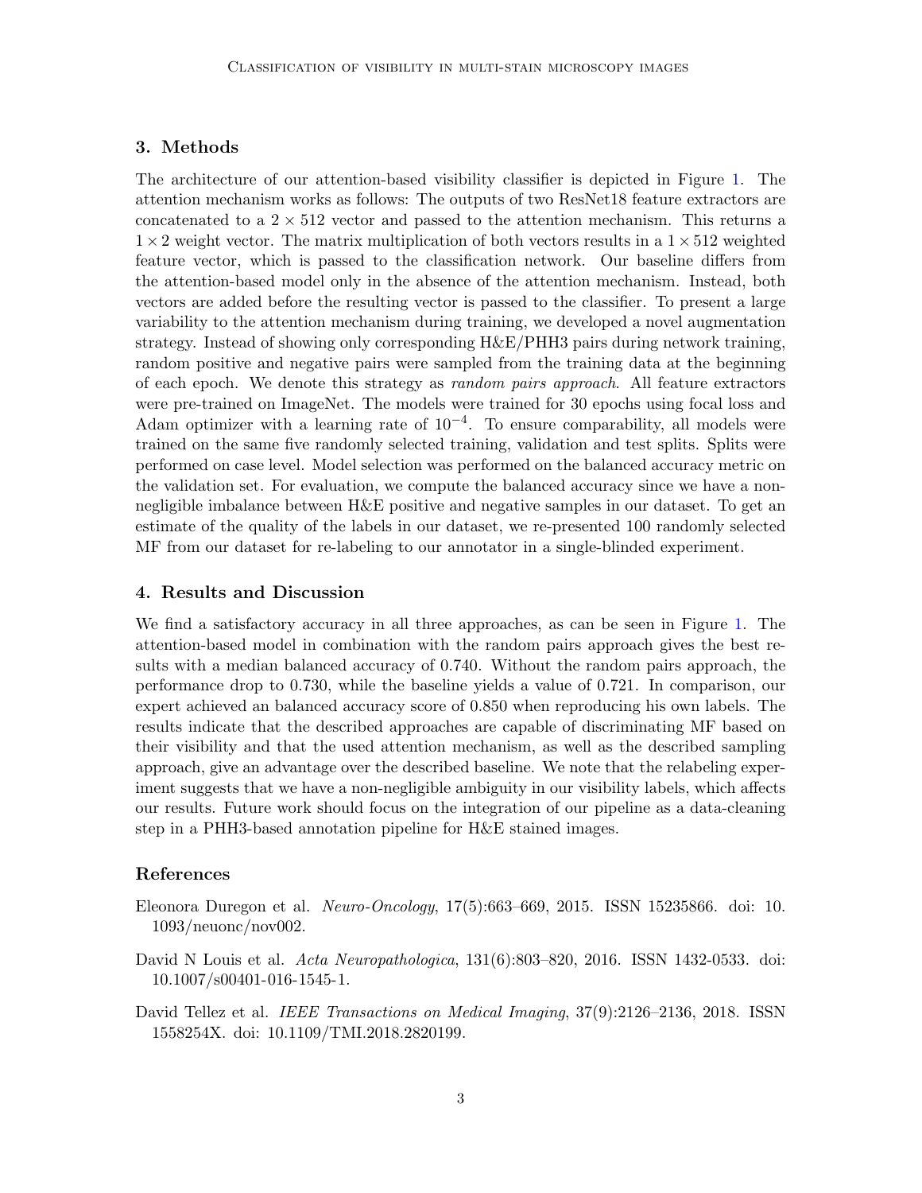## 3. Methods

The architecture of our attention-based visibility classifier is depicted in Figure 1. The attention mechanism works as follows: The outputs of two ResNet18 feature extractors are concatenated to a $2 \times 512$ vector and passed to the attention mechanism. This returns a $1 \times 2$ weight vector. The matrix multiplication of both vectors results in a $1 \times 512$ weighted feature vector, which is passed to the classification network. Our baseline differs from the attention-based model only in the absence of the attention mechanism. Instead, both vectors are added before the resulting vector is passed to the classifier. To present a large variability to the attention mechanism during training, we developed a novel augmentation strategy. Instead of showing only corresponding H&E/PHH3 pairs during network training, random positive and negative pairs were sampled from the training data at the beginning of each epoch. We denote this strategy as *random pairs approach*. All feature extractors were pre-trained on ImageNet. The models were trained for 30 epochs using focal loss and Adam optimizer with a learning rate of $10^{-4}$. To ensure comparability, all models were trained on the same five randomly selected training, validation and test splits. Splits were performed on case level. Model selection was performed on the balanced accuracy metric on the validation set. For evaluation, we compute the balanced accuracy since we have a non-negligible imbalance between H&E positive and negative samples in our dataset. To get an estimate of the quality of the labels in our dataset, we re-presented 100 randomly selected MF from our dataset for re-labeling to our annotator in a single-blinded experiment.

## 4. Results and Discussion

We find a satisfactory accuracy in all three approaches, as can be seen in Figure 1. The attention-based model in combination with the random pairs approach gives the best results with a median balanced accuracy of 0.740. Without the random pairs approach, the performance drop to 0.730, while the baseline yields a value of 0.721. In comparison, our expert achieved an balanced accuracy score of 0.850 when reproducing his own labels. The results indicate that the described approaches are capable of discriminating MF based on their visibility and that the used attention mechanism, as well as the described sampling approach, give an advantage over the described baseline. We note that the relabeling experiment suggests that we have a non-negligible ambiguity in our visibility labels, which affects our results. Future work should focus on the integration of our pipeline as a data-cleaning step in a PHH3-based annotation pipeline for H&E stained images.

## References

Eleonora Duregon et al. *Neuro-Oncology*, 17(5):663–669, 2015. ISSN 15235866. doi: 10.1093/neuonc/nov002.

David N Louis et al. *Acta Neuropathologica*, 131(6):803–820, 2016. ISSN 1432-0533. doi: 10.1007/s00401-016-1545-1.

David Tellez et al. *IEEE Transactions on Medical Imaging*, 37(9):2126–2136, 2018. ISSN 1558254X. doi: 10.1109/TMI.2018.2820199.